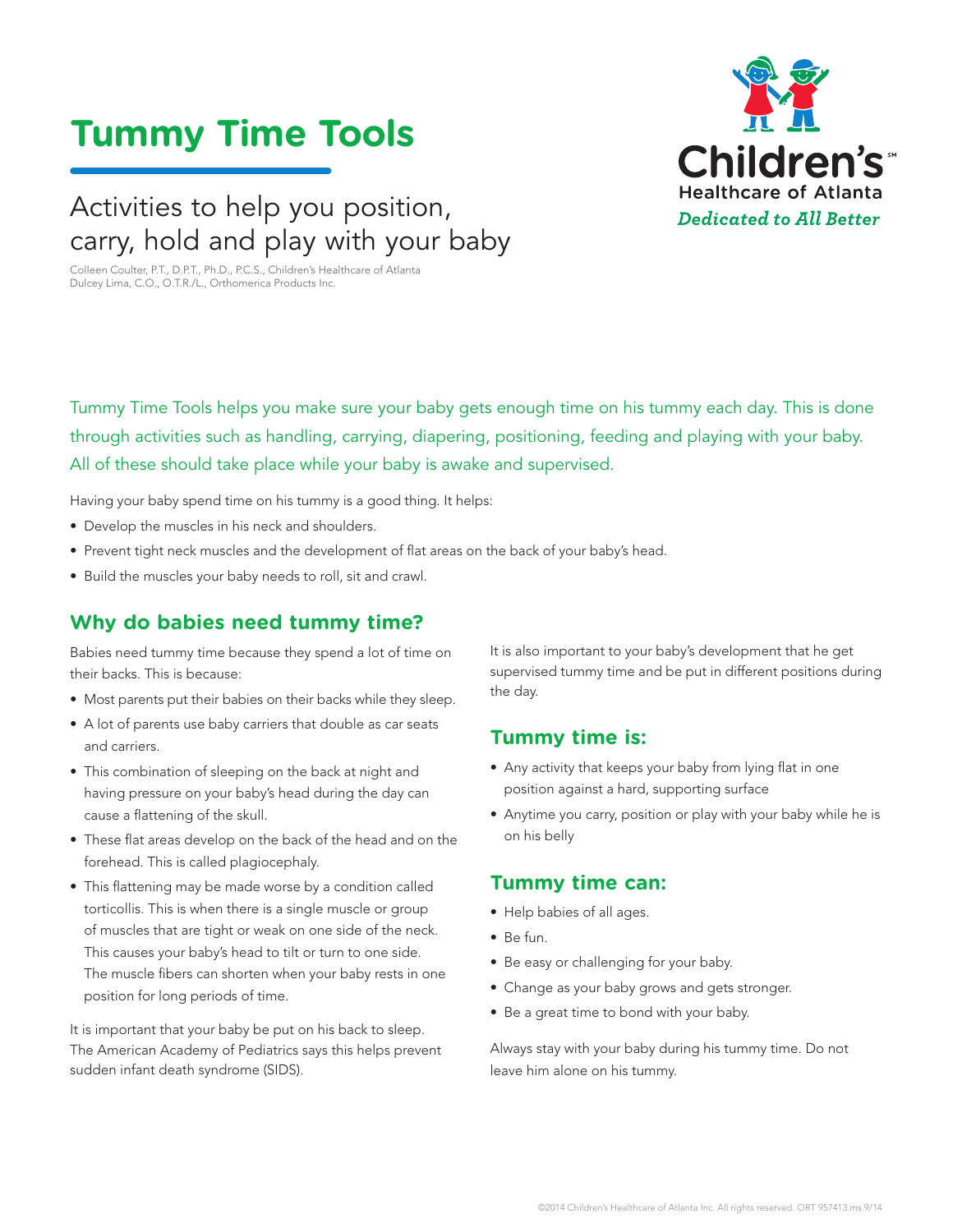# Tummy Time Tools

## Activities to help you position, carry, hold and play with your baby

Colleen Coulter, P.T., D.P.T., Ph.D., P.C.S., Children's Healthcare of Atlanta
Dulcey Lima, C.O., O.T.R./L., Orthomerica Products Inc.

Children's Healthcare of Atlanta
*Dedicated to All Better*

Tummy Time Tools helps you make sure your baby gets enough time on his tummy each day. This is done through activities such as handling, carrying, diapering, positioning, feeding and playing with your baby. All of these should take place while your baby is awake and supervised.

Having your baby spend time on his tummy is a good thing. It helps:

- Develop the muscles in his neck and shoulders.
- Prevent tight neck muscles and the development of flat areas on the back of your baby's head.
- Build the muscles your baby needs to roll, sit and crawl.

## Why do babies need tummy time?

Babies need tummy time because they spend a lot of time on their backs. This is because:

- Most parents put their babies on their backs while they sleep.
- A lot of parents use baby carriers that double as car seats and carriers.
- This combination of sleeping on the back at night and having pressure on your baby's head during the day can cause a flattening of the skull.
- These flat areas develop on the back of the head and on the forehead. This is called plagiocephaly.
- This flattening may be made worse by a condition called torticollis. This is when there is a single muscle or group of muscles that are tight or weak on one side of the neck. This causes your baby's head to tilt or turn to one side. The muscle fibers can shorten when your baby rests in one position for long periods of time.

It is important that your baby be put on his back to sleep. The American Academy of Pediatrics says this helps prevent sudden infant death syndrome (SIDS).

It is also important to your baby's development that he get supervised tummy time and be put in different positions during the day.

## Tummy time is:

- Any activity that keeps your baby from lying flat in one position against a hard, supporting surface
- Anytime you carry, position or play with your baby while he is on his belly

## Tummy time can:

- Help babies of all ages.
- Be fun.
- Be easy or challenging for your baby.
- Change as your baby grows and gets stronger.
- Be a great time to bond with your baby.

Always stay with your baby during his tummy time. Do not leave him alone on his tummy.

©2014 Children's Healthcare of Atlanta Inc. All rights reserved. ORT 957413.ms.9/14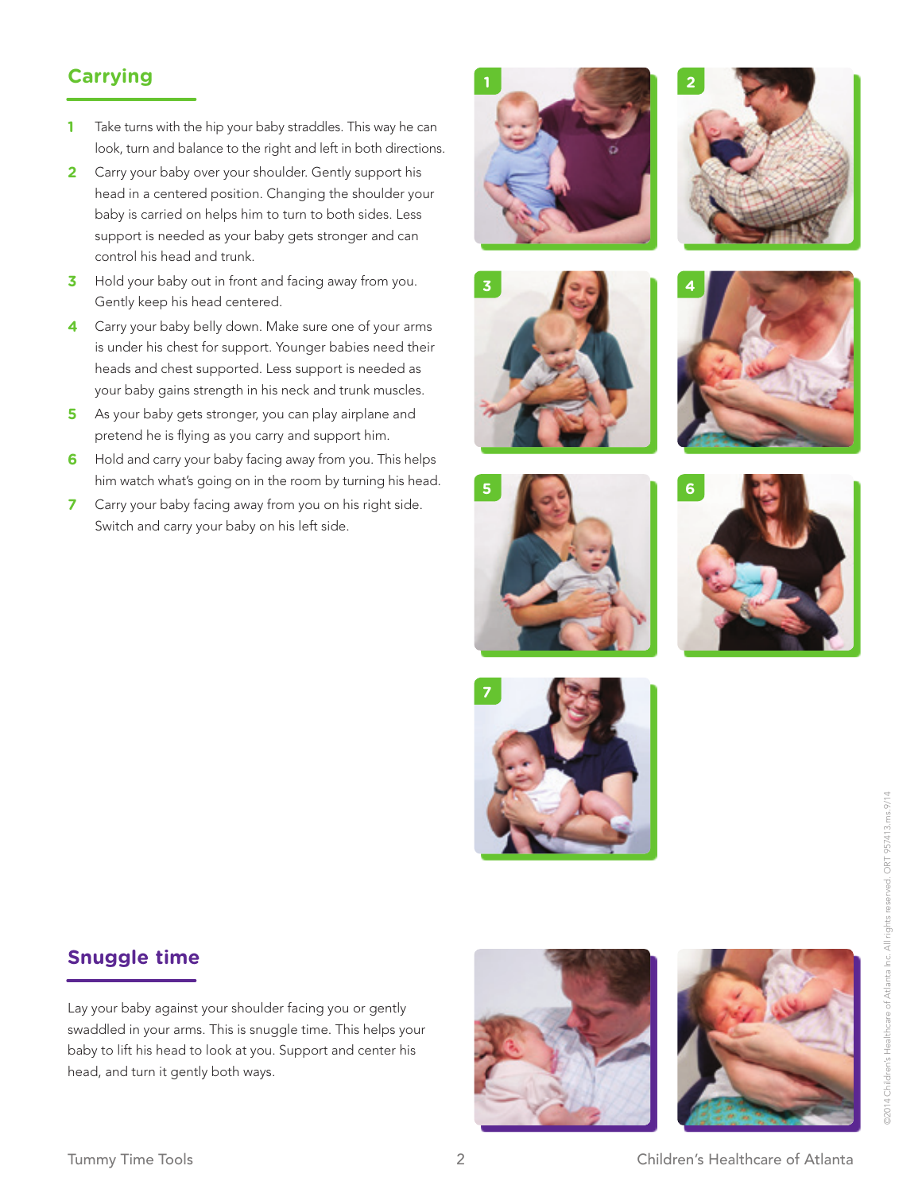## Carrying

1. Take turns with the hip your baby straddles. This way he can look, turn and balance to the right and left in both directions.
2. Carry your baby over your shoulder. Gently support his head in a centered position. Changing the shoulder your baby is carried on helps him to turn to both sides. Less support is needed as your baby gets stronger and can control his head and trunk.
3. Hold your baby out in front and facing away from you. Gently keep his head centered.
4. Carry your baby belly down. Make sure one of your arms is under his chest for support. Younger babies need their heads and chest supported. Less support is needed as your baby gains strength in his neck and trunk muscles.
5. As your baby gets stronger, you can play airplane and pretend he is flying as you carry and support him.
6. Hold and carry your baby facing away from you. This helps him watch what's going on in the room by turning his head.
7. Carry your baby facing away from you on his right side. Switch and carry your baby on his left side.

## Snuggle time

Lay your baby against your shoulder facing you or gently swaddled in your arms. This is snuggle time. This helps your baby to lift his head to look at you. Support and center his head, and turn it gently both ways.

©2014 Children's Healthcare of Atlanta Inc. All rights reserved. ORT 957413.ms 9/14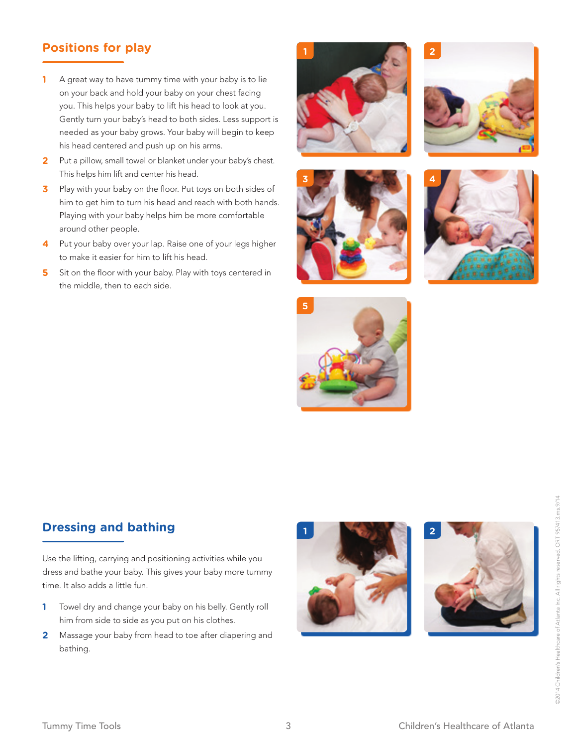## Positions for play

1. A great way to have tummy time with your baby is to lie on your back and hold your baby on your chest facing you. This helps your baby to lift his head to look at you. Gently turn your baby's head to both sides. Less support is needed as your baby grows. Your baby will begin to keep his head centered and push up on his arms.
2. Put a pillow, small towel or blanket under your baby's chest. This helps him lift and center his head.
3. Play with your baby on the floor. Put toys on both sides of him to get him to turn his head and reach with both hands. Playing with your baby helps him be more comfortable around other people.
4. Put your baby over your lap. Raise one of your legs higher to make it easier for him to lift his head.
5. Sit on the floor with your baby. Play with toys centered in the middle, then to each side.

## Dressing and bathing

Use the lifting, carrying and positioning activities while you dress and bathe your baby. This gives your baby more tummy time. It also adds a little fun.

1. Towel dry and change your baby on his belly. Gently roll him from side to side as you put on his clothes.
2. Massage your baby from head to toe after diapering and bathing.

©2014 Children's Healthcare of Atlanta Inc. All rights reserved. ORT 957413.ms.9/14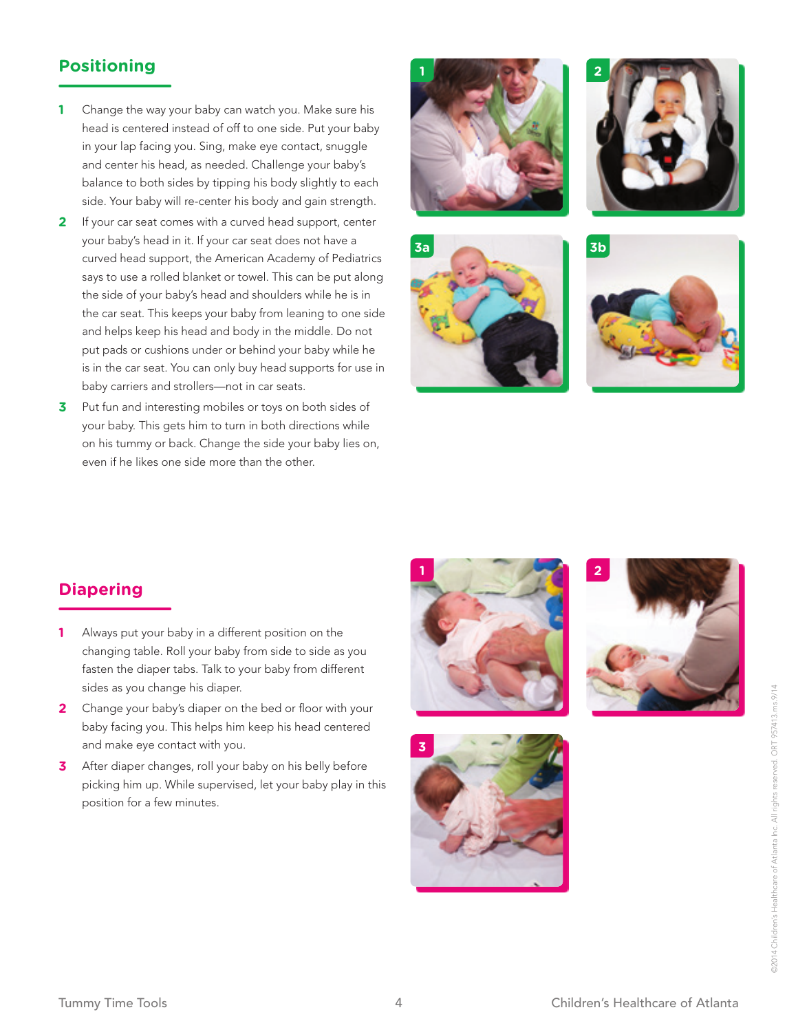## Positioning

1. Change the way your baby can watch you. Make sure his head is centered instead of off to one side. Put your baby in your lap facing you. Sing, make eye contact, snuggle and center his head, as needed. Challenge your baby's balance to both sides by tipping his body slightly to each side. Your baby will re-center his body and gain strength.
2. If your car seat comes with a curved head support, center your baby's head in it. If your car seat does not have a curved head support, the American Academy of Pediatrics says to use a rolled blanket or towel. This can be put along the side of your baby's head and shoulders while he is in the car seat. This keeps your baby from leaning to one side and helps keep his head and body in the middle. Do not put pads or cushions under or behind your baby while he is in the car seat. You can only buy head supports for use in baby carriers and strollers—not in car seats.
3. Put fun and interesting mobiles or toys on both sides of your baby. This gets him to turn in both directions while on his tummy or back. Change the side your baby lies on, even if he likes one side more than the other.

## Diapering

1. Always put your baby in a different position on the changing table. Roll your baby from side to side as you fasten the diaper tabs. Talk to your baby from different sides as you change his diaper.
2. Change your baby's diaper on the bed or floor with your baby facing you. This helps him keep his head centered and make eye contact with you.
3. After diaper changes, roll your baby on his belly before picking him up. While supervised, let your baby play in this position for a few minutes.

©2014 Children's Healthcare of Atlanta Inc. All rights reserved. ORT 957413.ms.9/14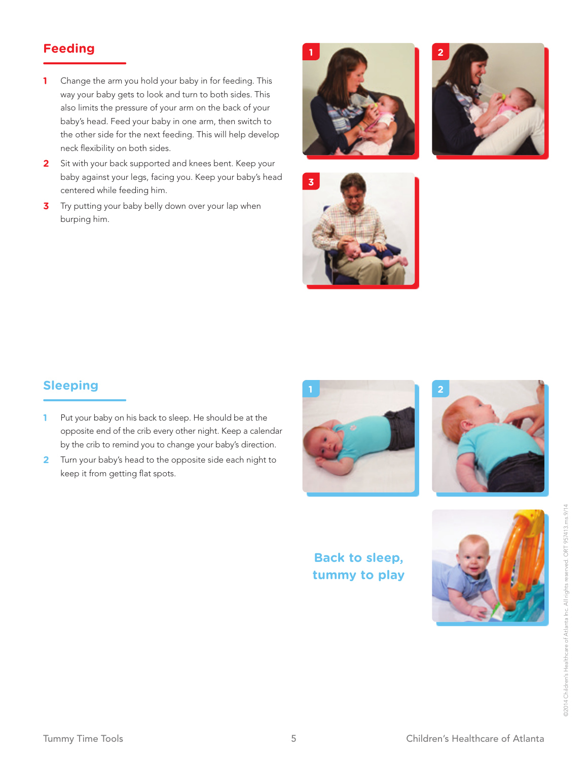## Feeding

1. Change the arm you hold your baby in for feeding. This way your baby gets to look and turn to both sides. This also limits the pressure of your arm on the back of your baby's head. Feed your baby in one arm, then switch to the other side for the next feeding. This will help develop neck flexibility on both sides.
2. Sit with your back supported and knees bent. Keep your baby against your legs, facing you. Keep your baby's head centered while feeding him.
3. Try putting your baby belly down over your lap when burping him.

## Sleeping

1. Put your baby on his back to sleep. He should be at the opposite end of the crib every other night. Keep a calendar by the crib to remind you to change your baby's direction.
2. Turn your baby's head to the opposite side each night to keep it from getting flat spots.

**Back to sleep, tummy to play**

©2014 Children's Healthcare of Atlanta Inc. All rights reserved. ORT 957413.ms 9/14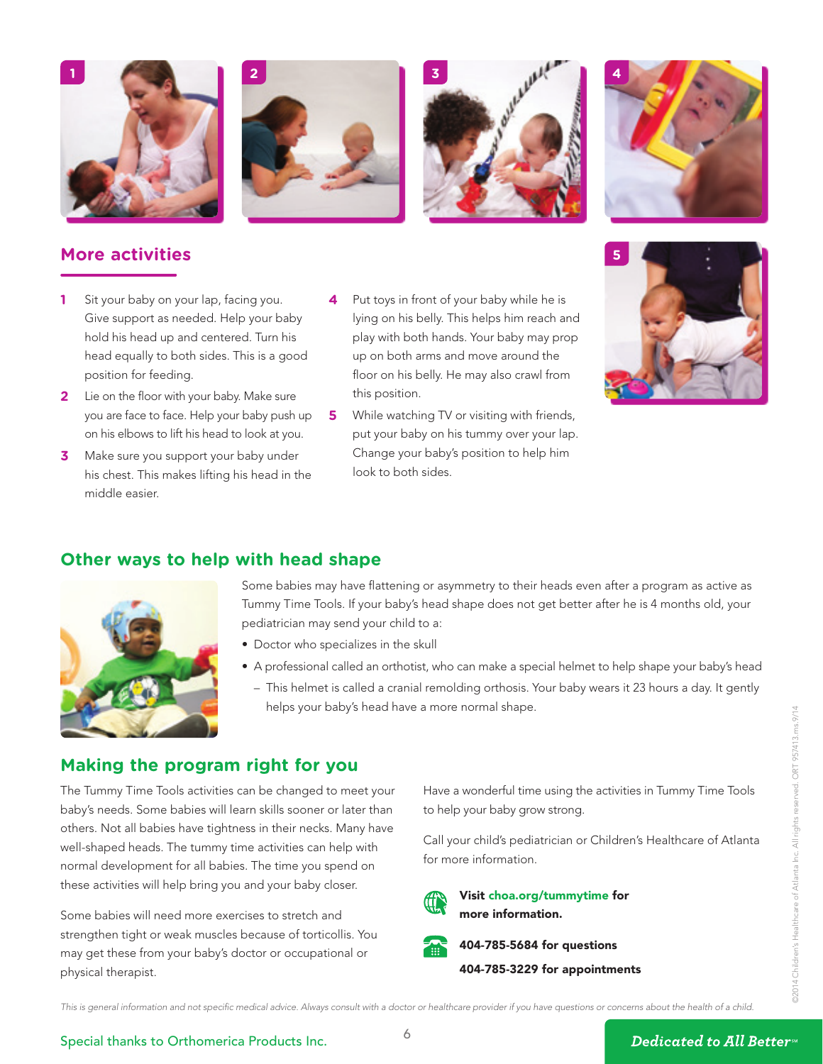## More activities

1. Sit your baby on your lap, facing you. Give support as needed. Help your baby hold his head up and centered. Turn his head equally to both sides. This is a good position for feeding.
2. Lie on the floor with your baby. Make sure you are face to face. Help your baby push up on his elbows to lift his head to look at you.
3. Make sure you support your baby under his chest. This makes lifting his head in the middle easier.
4. Put toys in front of your baby while he is lying on his belly. This helps him reach and play with both hands. Your baby may prop up on both arms and move around the floor on his belly. He may also crawl from this position.
5. While watching TV or visiting with friends, put your baby on his tummy over your lap. Change your baby's position to help him look to both sides.

## Other ways to help with head shape

Some babies may have flattening or asymmetry to their heads even after a program as active as Tummy Time Tools. If your baby's head shape does not get better after he is 4 months old, your pediatrician may send your child to a:

- Doctor who specializes in the skull
- A professional called an orthotist, who can make a special helmet to help shape your baby's head
  - This helmet is called a cranial remolding orthosis. Your baby wears it 23 hours a day. It gently helps your baby's head have a more normal shape.

## Making the program right for you

The Tummy Time Tools activities can be changed to meet your baby's needs. Some babies will learn skills sooner or later than others. Not all babies have tightness in their necks. Many have well-shaped heads. The tummy time activities can help with normal development for all babies. The time you spend on these activities will help bring you and your baby closer.

Some babies will need more exercises to stretch and strengthen tight or weak muscles because of torticollis. You may get these from your baby's doctor or occupational or physical therapist.

Have a wonderful time using the activities in Tummy Time Tools to help your baby grow strong.

Call your child's pediatrician or Children's Healthcare of Atlanta for more information.

**Visit choa.org/tummytime for more information.**

**404-785-5684 for questions**

**404-785-3229 for appointments**

*This is general information and not specific medical advice. Always consult with a doctor or healthcare provider if you have questions or concerns about the health of a child.*

©2014 Children's Healthcare of Atlanta Inc. All rights reserved. ORT 957413.ms.9/14

Special thanks to Orthomerica Products Inc.

*Dedicated to All Better*℠